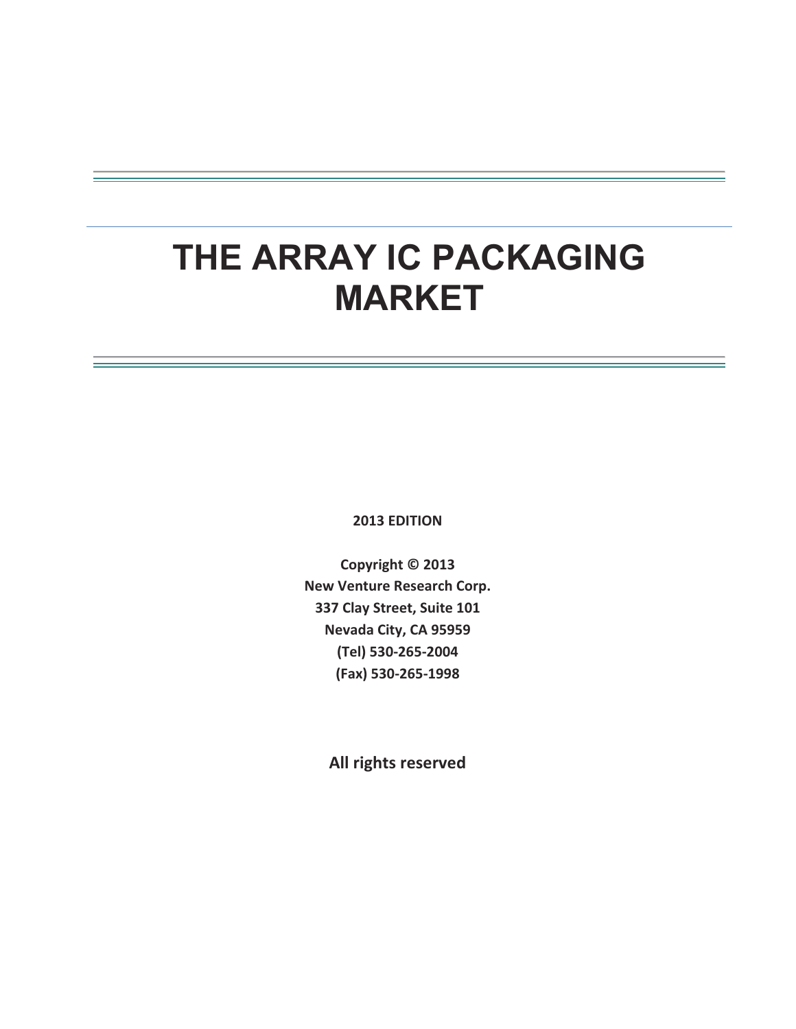# THE ARRAY IC PACKAGING MARKET

**2013 EDITION**

**Copyright © 2013**
**New Venture Research Corp.**
**337 Clay Street, Suite 101**
**Nevada City, CA 95959**
**(Tel) 530-265-2004**
**(Fax) 530-265-1998**

**All rights reserved**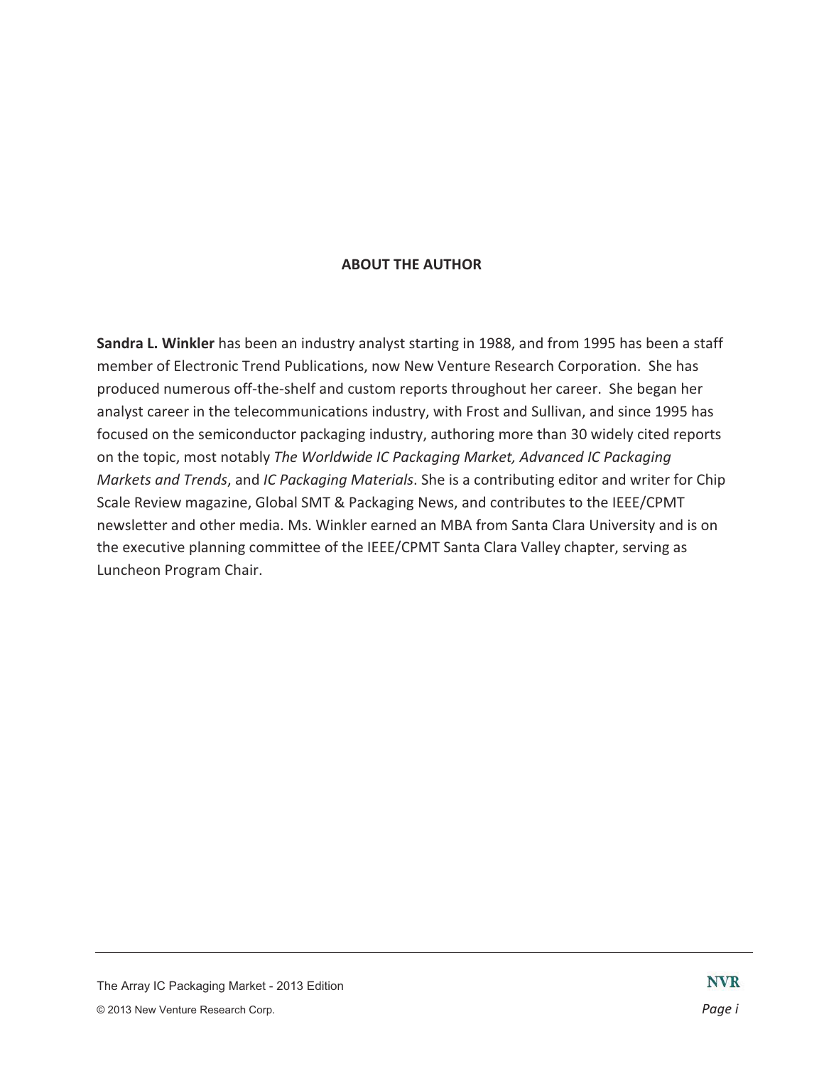## ABOUT THE AUTHOR

**Sandra L. Winkler** has been an industry analyst starting in 1988, and from 1995 has been a staff member of Electronic Trend Publications, now New Venture Research Corporation. She has produced numerous off-the-shelf and custom reports throughout her career. She began her analyst career in the telecommunications industry, with Frost and Sullivan, and since 1995 has focused on the semiconductor packaging industry, authoring more than 30 widely cited reports on the topic, most notably *The Worldwide IC Packaging Market, Advanced IC Packaging Markets and Trends*, and *IC Packaging Materials*. She is a contributing editor and writer for Chip Scale Review magazine, Global SMT & Packaging News, and contributes to the IEEE/CPMT newsletter and other media. Ms. Winkler earned an MBA from Santa Clara University and is on the executive planning committee of the IEEE/CPMT Santa Clara Valley chapter, serving as Luncheon Program Chair.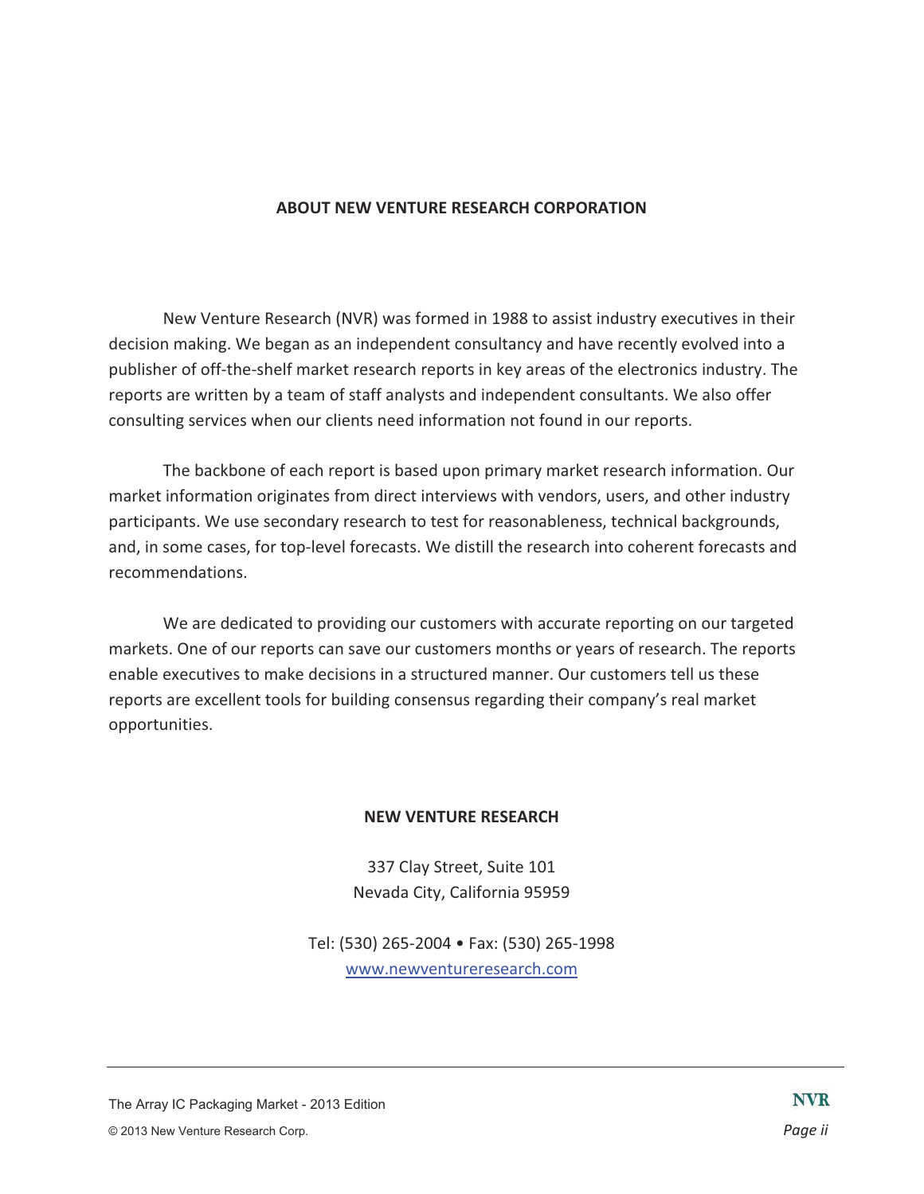## ABOUT NEW VENTURE RESEARCH CORPORATION

New Venture Research (NVR) was formed in 1988 to assist industry executives in their decision making. We began as an independent consultancy and have recently evolved into a publisher of off-the-shelf market research reports in key areas of the electronics industry. The reports are written by a team of staff analysts and independent consultants. We also offer consulting services when our clients need information not found in our reports.

The backbone of each report is based upon primary market research information. Our market information originates from direct interviews with vendors, users, and other industry participants. We use secondary research to test for reasonableness, technical backgrounds, and, in some cases, for top-level forecasts. We distill the research into coherent forecasts and recommendations.

We are dedicated to providing our customers with accurate reporting on our targeted markets. One of our reports can save our customers months or years of research. The reports enable executives to make decisions in a structured manner. Our customers tell us these reports are excellent tools for building consensus regarding their company's real market opportunities.

**NEW VENTURE RESEARCH**

337 Clay Street, Suite 101
Nevada City, California 95959

Tel: (530) 265-2004 • Fax: (530) 265-1998
www.newventureresearch.com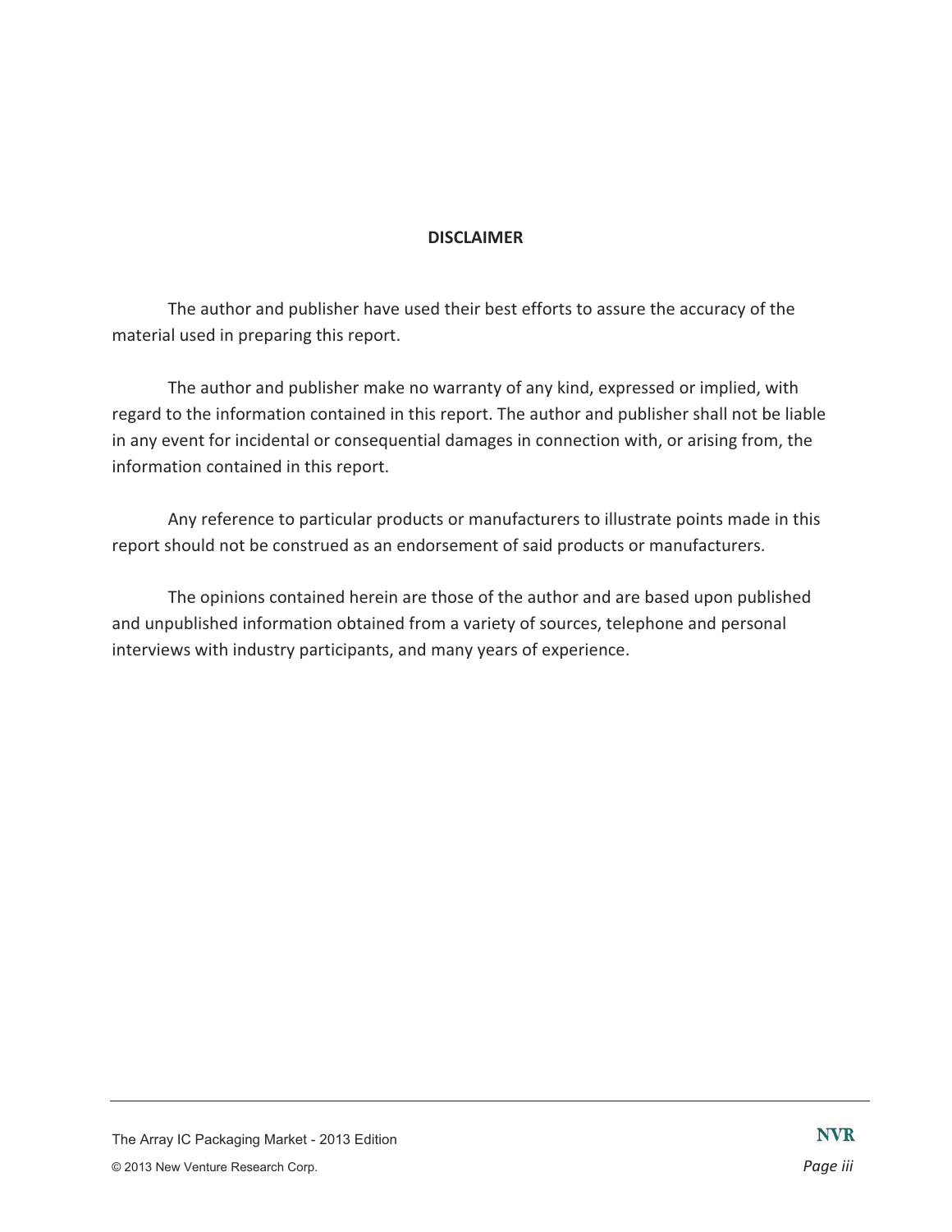**DISCLAIMER**

The author and publisher have used their best efforts to assure the accuracy of the material used in preparing this report.

The author and publisher make no warranty of any kind, expressed or implied, with regard to the information contained in this report. The author and publisher shall not be liable in any event for incidental or consequential damages in connection with, or arising from, the information contained in this report.

Any reference to particular products or manufacturers to illustrate points made in this report should not be construed as an endorsement of said products or manufacturers.

The opinions contained herein are those of the author and are based upon published and unpublished information obtained from a variety of sources, telephone and personal interviews with industry participants, and many years of experience.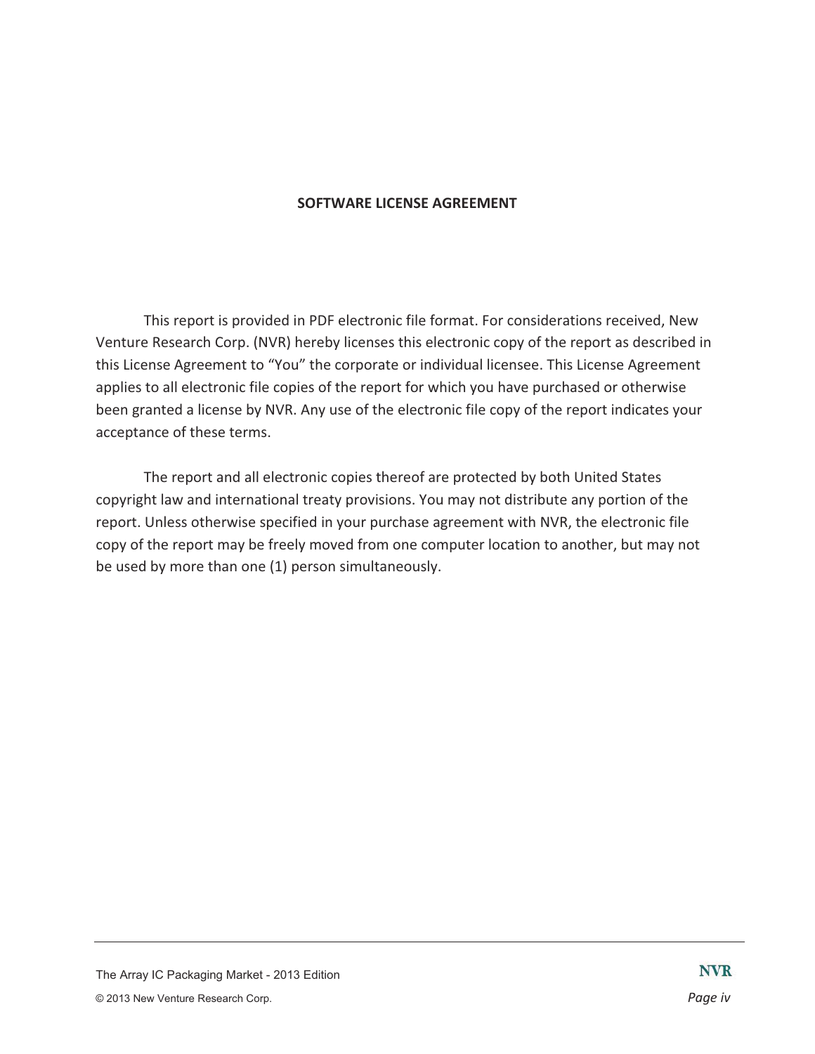## SOFTWARE LICENSE AGREEMENT

This report is provided in PDF electronic file format. For considerations received, New Venture Research Corp. (NVR) hereby licenses this electronic copy of the report as described in this License Agreement to "You" the corporate or individual licensee. This License Agreement applies to all electronic file copies of the report for which you have purchased or otherwise been granted a license by NVR. Any use of the electronic file copy of the report indicates your acceptance of these terms.

The report and all electronic copies thereof are protected by both United States copyright law and international treaty provisions. You may not distribute any portion of the report. Unless otherwise specified in your purchase agreement with NVR, the electronic file copy of the report may be freely moved from one computer location to another, but may not be used by more than one (1) person simultaneously.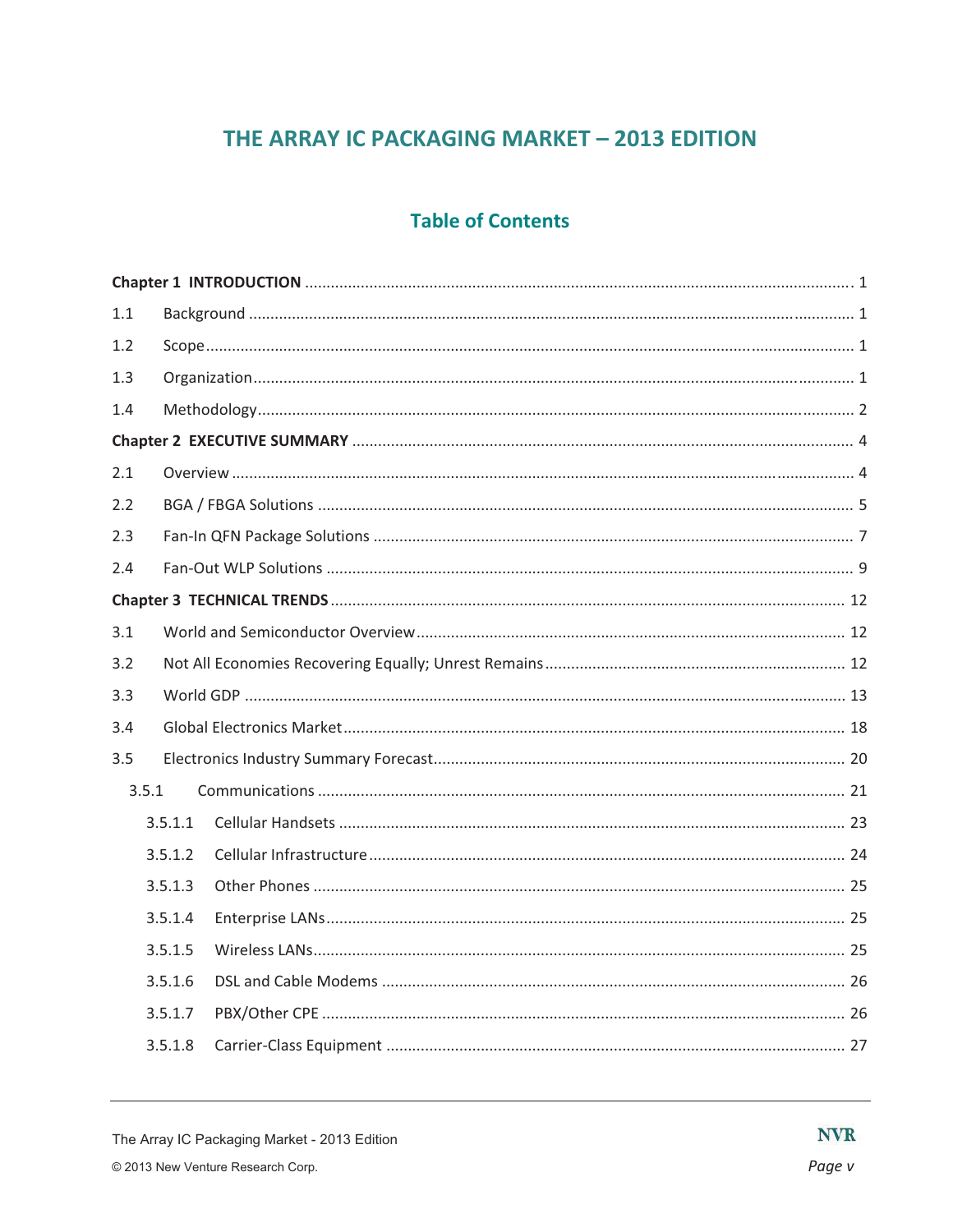# THE ARRAY IC PACKAGING MARKET – 2013 EDITION

## Table of Contents

**Chapter 1 INTRODUCTION** ............................................................ 1

1.1 Background ............................................................ 1

1.2 Scope ............................................................ 1

1.3 Organization ............................................................ 1

1.4 Methodology ............................................................ 2

**Chapter 2 EXECUTIVE SUMMARY** ............................................................ 4

2.1 Overview ............................................................ 4

2.2 BGA / FBGA Solutions ............................................................ 5

2.3 Fan-In QFN Package Solutions ............................................................ 7

2.4 Fan-Out WLP Solutions ............................................................ 9

**Chapter 3 TECHNICAL TRENDS** ............................................................ 12

3.1 World and Semiconductor Overview ............................................................ 12

3.2 Not All Economies Recovering Equally; Unrest Remains ............................................................ 12

3.3 World GDP ............................................................ 13

3.4 Global Electronics Market ............................................................ 18

3.5 Electronics Industry Summary Forecast ............................................................ 20

3.5.1 Communications ............................................................ 21

3.5.1.1 Cellular Handsets ............................................................ 23

3.5.1.2 Cellular Infrastructure ............................................................ 24

3.5.1.3 Other Phones ............................................................ 25

3.5.1.4 Enterprise LANs ............................................................ 25

3.5.1.5 Wireless LANs ............................................................ 25

3.5.1.6 DSL and Cable Modems ............................................................ 26

3.5.1.7 PBX/Other CPE ............................................................ 26

3.5.1.8 Carrier-Class Equipment ............................................................ 27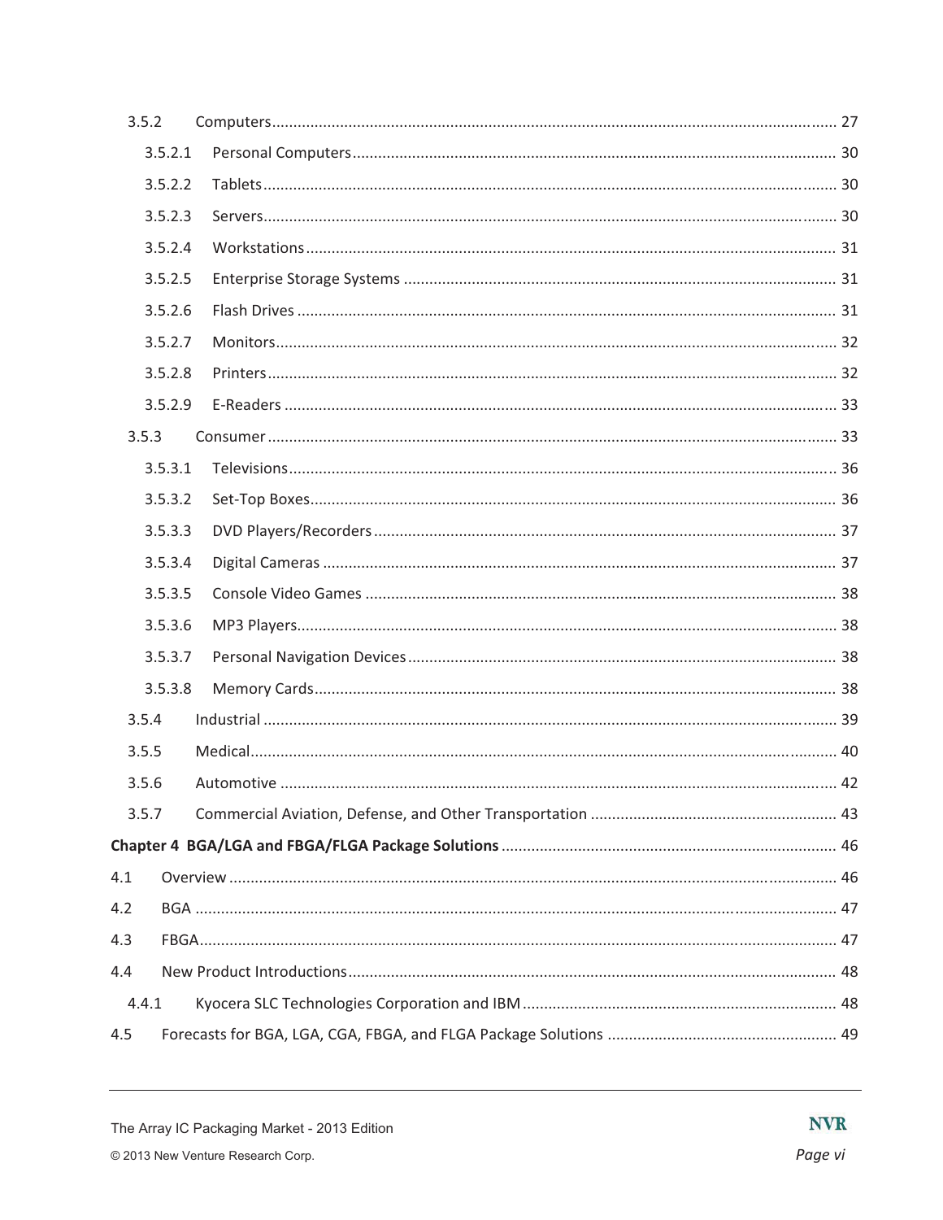3.5.2 Computers ........................................................................................................ 27

3.5.2.1 Personal Computers ........................................................................................ 30

3.5.2.2 Tablets ........................................................................................................ 30

3.5.2.3 Servers ........................................................................................................ 30

3.5.2.4 Workstations ................................................................................................. 31

3.5.2.5 Enterprise Storage Systems .......................................................................... 31

3.5.2.6 Flash Drives ................................................................................................. 31

3.5.2.7 Monitors ...................................................................................................... 32

3.5.2.8 Printers ....................................................................................................... 32

3.5.2.9 E-Readers .................................................................................................... 33

3.5.3 Consumer ........................................................................................................ 33

3.5.3.1 Televisions ................................................................................................... 36

3.5.3.2 Set-Top Boxes ............................................................................................... 36

3.5.3.3 DVD Players/Recorders ................................................................................. 37

3.5.3.4 Digital Cameras ............................................................................................ 37

3.5.3.5 Console Video Games ................................................................................... 38

3.5.3.6 MP3 Players ................................................................................................. 38

3.5.3.7 Personal Navigation Devices ......................................................................... 38

3.5.3.8 Memory Cards .............................................................................................. 38

3.5.4 Industrial ........................................................................................................ 39

3.5.5 Medical ........................................................................................................... 40

3.5.6 Automotive ..................................................................................................... 42

3.5.7 Commercial Aviation, Defense, and Other Transportation ................................. 43

**Chapter 4 BGA/LGA and FBGA/FLGA Package Solutions** ........................................... 46

4.1 Overview ............................................................................................................. 46

4.2 BGA ................................................................................................................... 47

4.3 FBGA ................................................................................................................. 47

4.4 New Product Introductions .................................................................................. 48

4.4.1 Kyocera SLC Technologies Corporation and IBM ................................................ 48

4.5 Forecasts for BGA, LGA, CGA, FBGA, and FLGA Package Solutions ...................... 49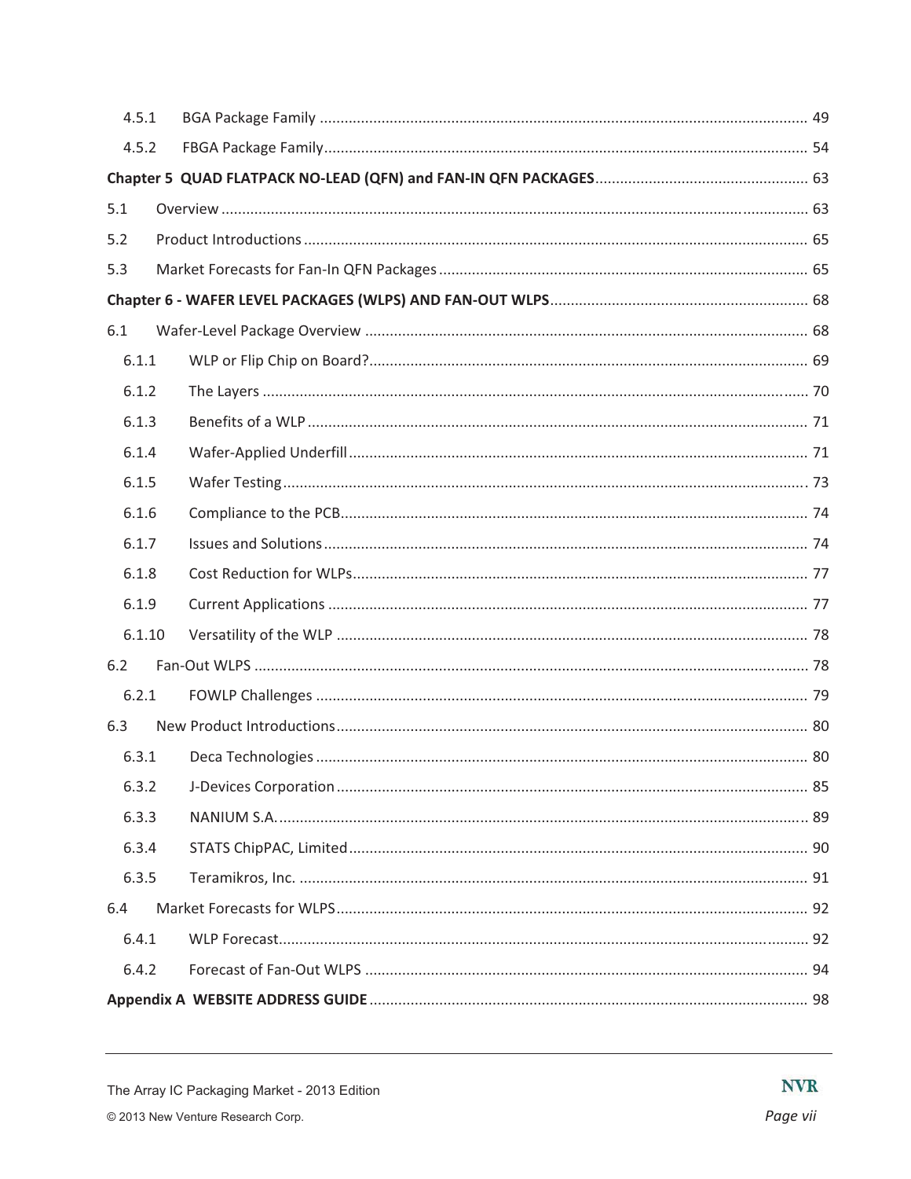4.5.1 BGA Package Family ........................................................................................................ 49

4.5.2 FBGA Package Family....................................................................................................... 54

**Chapter 5 QUAD FLATPACK NO-LEAD (QFN) and FAN-IN QFN PACKAGES** ................................................... 63

5.1 Overview .............................................................................................................................. 63

5.2 Product Introductions .......................................................................................................... 65

5.3 Market Forecasts for Fan-In QFN Packages ......................................................................... 65

**Chapter 6 - WAFER LEVEL PACKAGES (WLPS) AND FAN-OUT WLPS** ............................................................. 68

6.1 Wafer-Level Package Overview ........................................................................................... 68

6.1.1 WLP or Flip Chip on Board?.......................................................................................... 69

6.1.2 The Layers .................................................................................................................... 70

6.1.3 Benefits of a WLP ......................................................................................................... 71

6.1.4 Wafer-Applied Underfill ............................................................................................... 71

6.1.5 Wafer Testing ............................................................................................................... 73

6.1.6 Compliance to the PCB................................................................................................. 74

6.1.7 Issues and Solutions ..................................................................................................... 74

6.1.8 Cost Reduction for WLPs............................................................................................... 77

6.1.9 Current Applications .................................................................................................... 77

6.1.10 Versatility of the WLP .................................................................................................. 78

6.2 Fan-Out WLPS ...................................................................................................................... 78

6.2.1 FOWLP Challenges ....................................................................................................... 79

6.3 New Product Introductions.................................................................................................. 80

6.3.1 Deca Technologies ....................................................................................................... 80

6.3.2 J-Devices Corporation .................................................................................................. 85

6.3.3 NANIUM S.A.................................................................................................................. 89

6.3.4 STATS ChipPAC, Limited ............................................................................................... 90

6.3.5 Teramikros, Inc. ........................................................................................................... 91

6.4 Market Forecasts for WLPS.................................................................................................. 92

6.4.1 WLP Forecast................................................................................................................ 92

6.4.2 Forecast of Fan-Out WLPS ........................................................................................... 94

**Appendix A WEBSITE ADDRESS GUIDE** .......................................................................................................... 98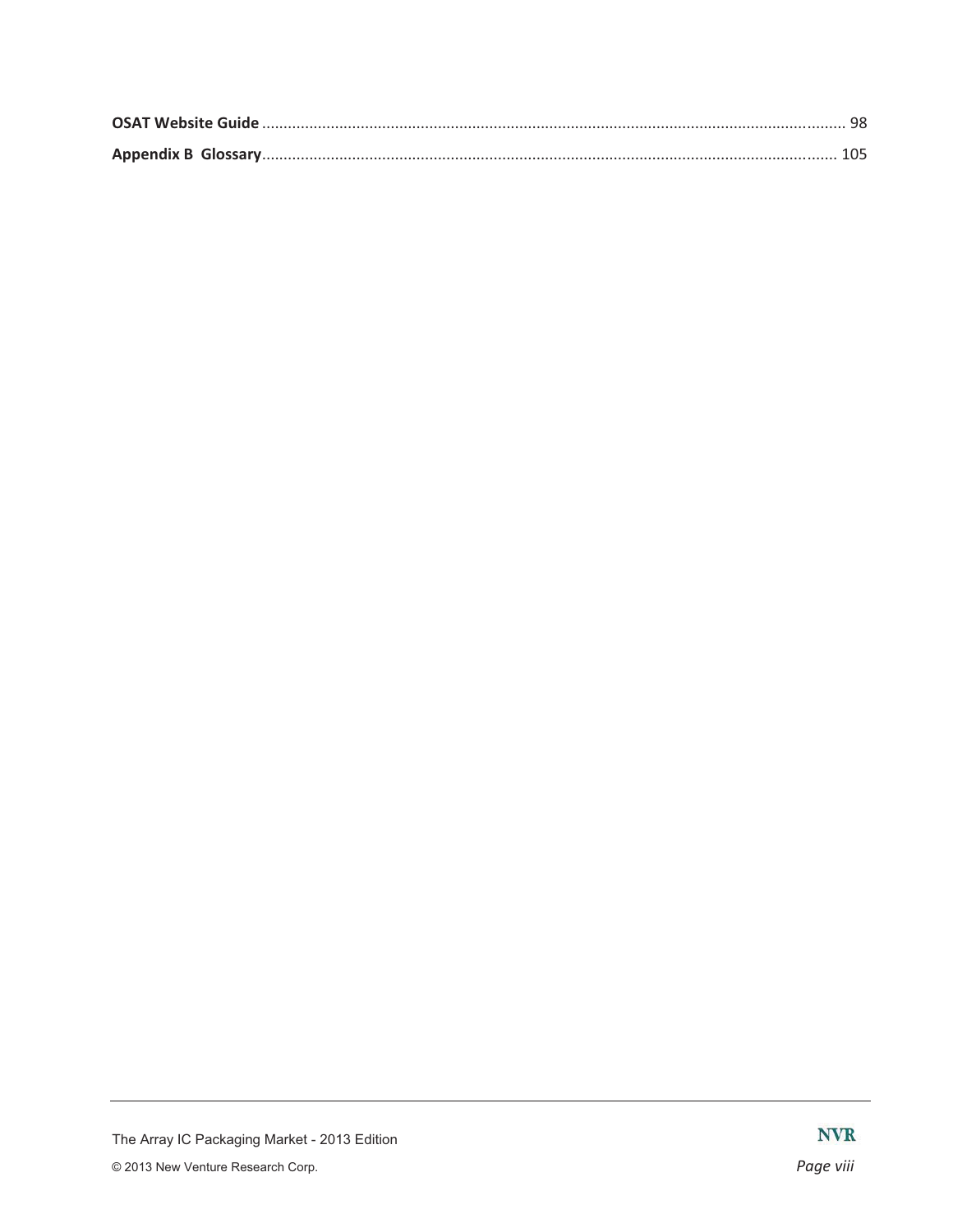**OSAT Website Guide** ........................................................................................................................................ 98

**Appendix B  Glossary**...................................................................................................................................... 105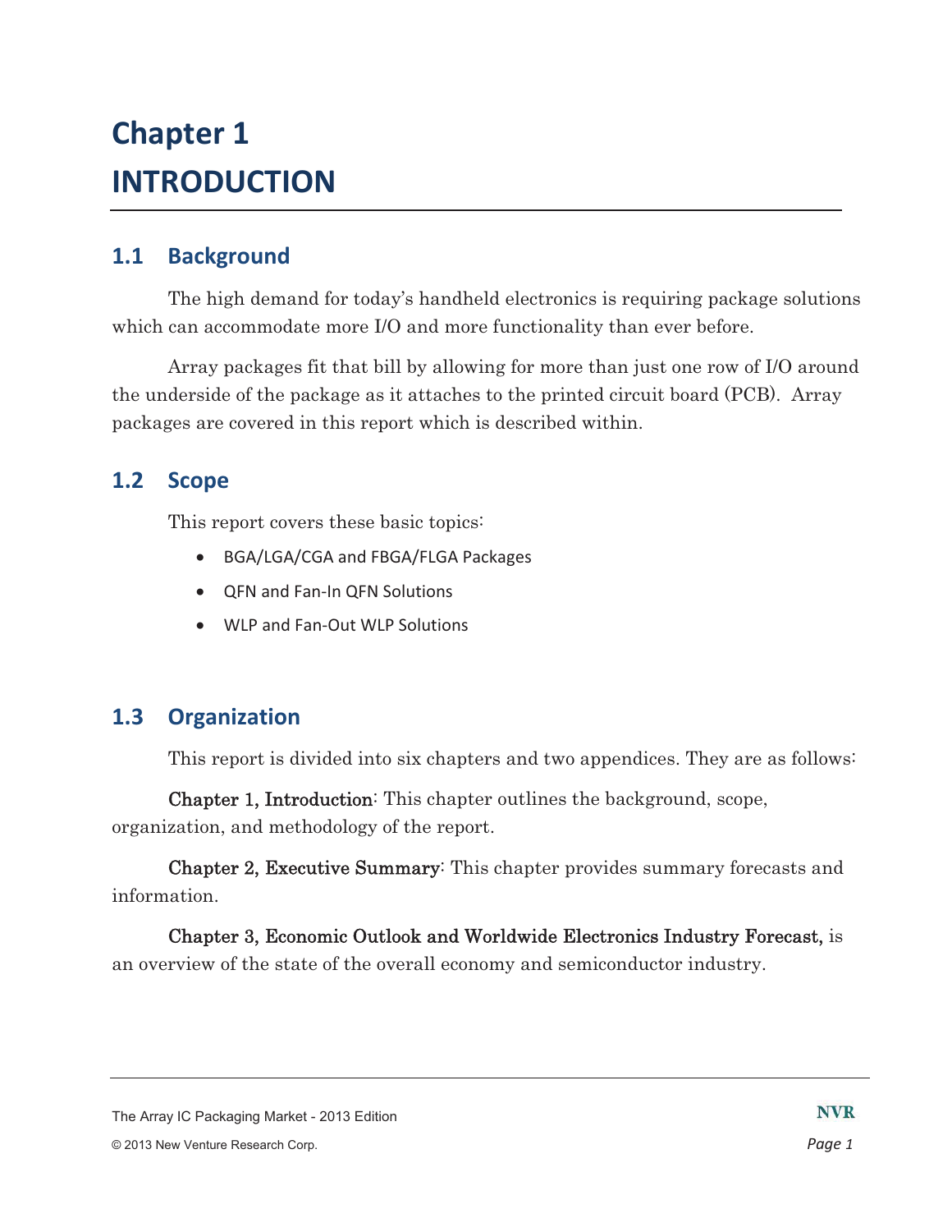# Chapter 1
# INTRODUCTION

## 1.1 Background

The high demand for today's handheld electronics is requiring package solutions which can accommodate more I/O and more functionality than ever before.

Array packages fit that bill by allowing for more than just one row of I/O around the underside of the package as it attaches to the printed circuit board (PCB). Array packages are covered in this report which is described within.

## 1.2 Scope

This report covers these basic topics:

- BGA/LGA/CGA and FBGA/FLGA Packages
- QFN and Fan-In QFN Solutions
- WLP and Fan-Out WLP Solutions

## 1.3 Organization

This report is divided into six chapters and two appendices. They are as follows:

Chapter 1, Introduction: This chapter outlines the background, scope, organization, and methodology of the report.

Chapter 2, Executive Summary: This chapter provides summary forecasts and information.

Chapter 3, Economic Outlook and Worldwide Electronics Industry Forecast, is an overview of the state of the overall economy and semiconductor industry.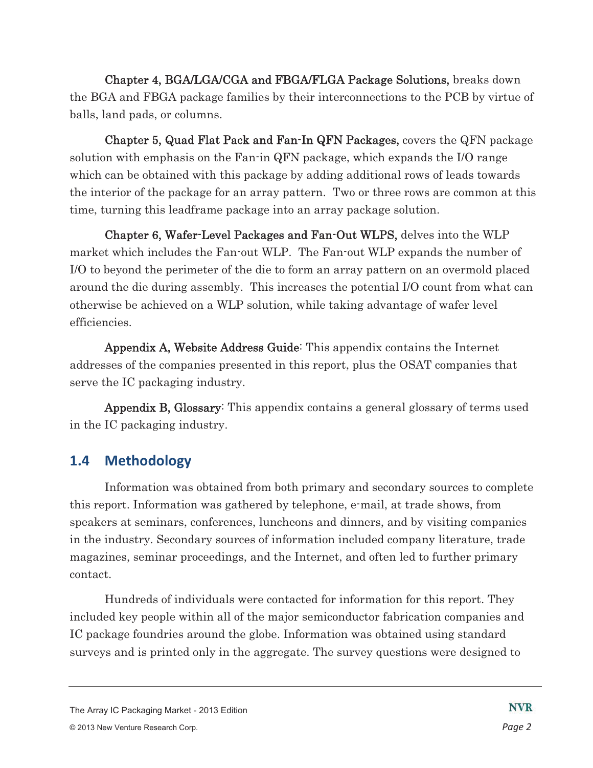**Chapter 4, BGA/LGA/CGA and FBGA/FLGA Package Solutions,** breaks down the BGA and FBGA package families by their interconnections to the PCB by virtue of balls, land pads, or columns.

**Chapter 5, Quad Flat Pack and Fan-In QFN Packages,** covers the QFN package solution with emphasis on the Fan-in QFN package, which expands the I/O range which can be obtained with this package by adding additional rows of leads towards the interior of the package for an array pattern. Two or three rows are common at this time, turning this leadframe package into an array package solution.

**Chapter 6, Wafer-Level Packages and Fan-Out WLPS,** delves into the WLP market which includes the Fan-out WLP. The Fan-out WLP expands the number of I/O to beyond the perimeter of the die to form an array pattern on an overmold placed around the die during assembly. This increases the potential I/O count from what can otherwise be achieved on a WLP solution, while taking advantage of wafer level efficiencies.

**Appendix A, Website Address Guide**: This appendix contains the Internet addresses of the companies presented in this report, plus the OSAT companies that serve the IC packaging industry.

**Appendix B, Glossary**: This appendix contains a general glossary of terms used in the IC packaging industry.

## 1.4 Methodology

Information was obtained from both primary and secondary sources to complete this report. Information was gathered by telephone, e-mail, at trade shows, from speakers at seminars, conferences, luncheons and dinners, and by visiting companies in the industry. Secondary sources of information included company literature, trade magazines, seminar proceedings, and the Internet, and often led to further primary contact.

Hundreds of individuals were contacted for information for this report. They included key people within all of the major semiconductor fabrication companies and IC package foundries around the globe. Information was obtained using standard surveys and is printed only in the aggregate. The survey questions were designed to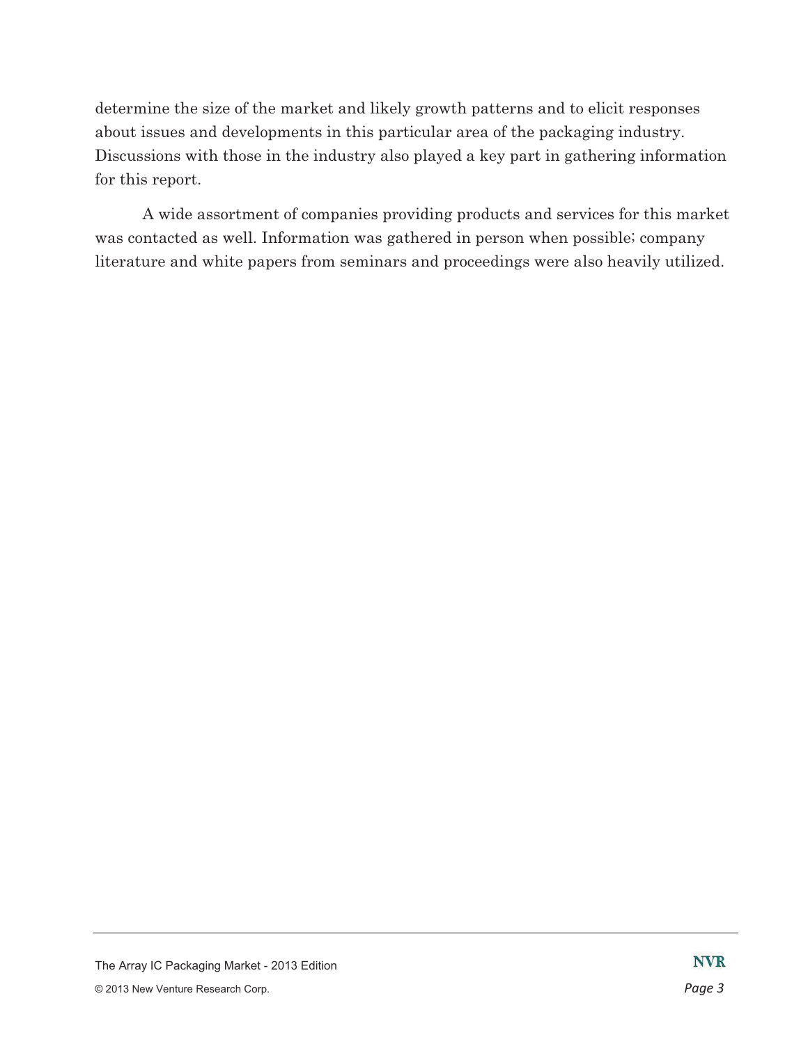determine the size of the market and likely growth patterns and to elicit responses about issues and developments in this particular area of the packaging industry. Discussions with those in the industry also played a key part in gathering information for this report.

A wide assortment of companies providing products and services for this market was contacted as well. Information was gathered in person when possible; company literature and white papers from seminars and proceedings were also heavily utilized.